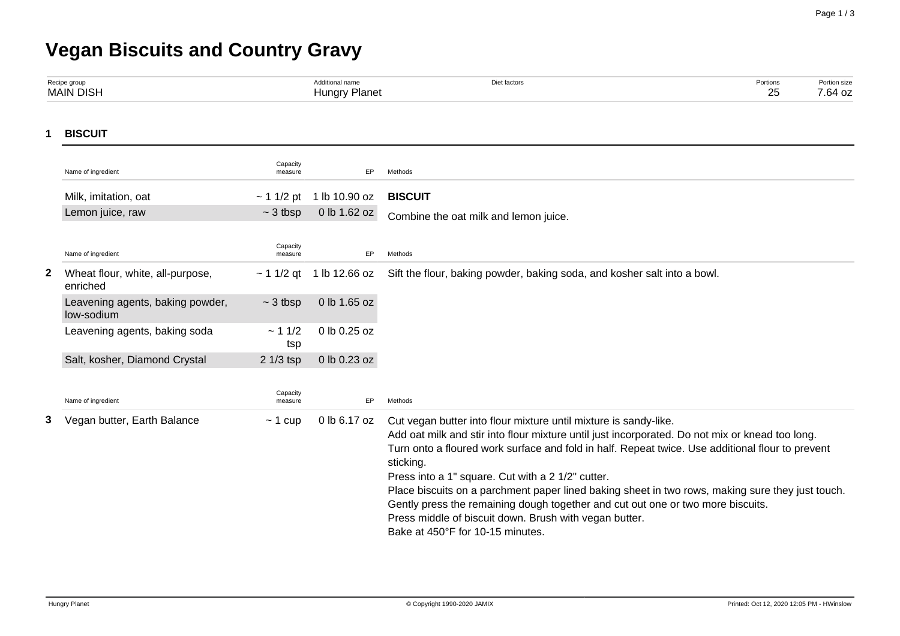# Vegan Biscuits and Country Gravy

| Recipe group | Additional name | Diet factors | Portions | Portion size |
|---|---|---|---|---|
| MAIN DISH | Hungry Planet | | 25 | 7.64 oz |

## 1 BISCUIT

| | Name of ingredient | Capacity measure | EP | Methods |
|---|---|---|---|---|
| 1 | Milk, imitation, oat | ~ 1 1/2 pt | 1 lb 10.90 oz | **BISCUIT** |
| | Lemon juice, raw | ~ 3 tbsp | 0 lb 1.62 oz | Combine the oat milk and lemon juice. |

| | Name of ingredient | Capacity measure | EP | Methods |
|---|---|---|---|---|
| 2 | Wheat flour, white, all-purpose, enriched | ~ 1 1/2 qt | 1 lb 12.66 oz | Sift the flour, baking powder, baking soda, and kosher salt into a bowl. |
| | Leavening agents, baking powder, low-sodium | ~ 3 tbsp | 0 lb 1.65 oz | |
| | Leavening agents, baking soda | ~ 1 1/2 tsp | 0 lb 0.25 oz | |
| | Salt, kosher, Diamond Crystal | 2 1/3 tsp | 0 lb 0.23 oz | |

| | Name of ingredient | Capacity measure | EP | Methods |
|---|---|---|---|---|
| 3 | Vegan butter, Earth Balance | ~ 1 cup | 0 lb 6.17 oz | Cut vegan butter into flour mixture until mixture is sandy-like.<br>Add oat milk and stir into flour mixture until just incorporated. Do not mix or knead too long.<br>Turn onto a floured work surface and fold in half. Repeat twice. Use additional flour to prevent sticking.<br>Press into a 1" square. Cut with a 2 1/2" cutter.<br>Place biscuits on a parchment paper lined baking sheet in two rows, making sure they just touch.<br>Gently press the remaining dough together and cut out one or two more biscuits.<br>Press middle of biscuit down. Brush with vegan butter.<br>Bake at 450°F for 10-15 minutes. |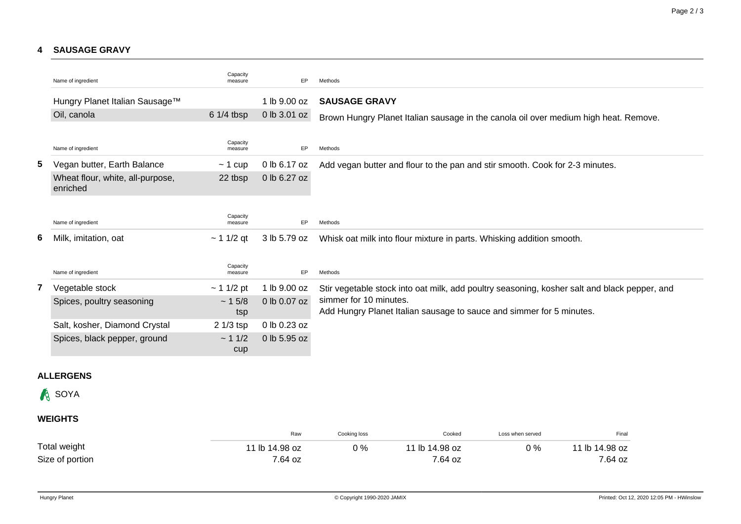## 4 SAUSAGE GRAVY

| Name of ingredient | Capacity measure | EP | Methods |
|---|---|---|---|
| Hungry Planet Italian Sausage™ | | 1 lb 9.00 oz | **SAUSAGE GRAVY** |
| Oil, canola | 6 1/4 tbsp | 0 lb 3.01 oz | Brown Hungry Planet Italian sausage in the canola oil over medium high heat. Remove. |

**5**

| Name of ingredient | Capacity measure | EP | Methods |
|---|---|---|---|
| Vegan butter, Earth Balance | ~ 1 cup | 0 lb 6.17 oz | Add vegan butter and flour to the pan and stir smooth. Cook for 2-3 minutes. |
| Wheat flour, white, all-purpose, enriched | 22 tbsp | 0 lb 6.27 oz | |

**6**

| Name of ingredient | Capacity measure | EP | Methods |
|---|---|---|---|
| Milk, imitation, oat | ~ 1 1/2 qt | 3 lb 5.79 oz | Whisk oat milk into flour mixture in parts. Whisking addition smooth. |

**7**

| Name of ingredient | Capacity measure | EP | Methods |
|---|---|---|---|
| Vegetable stock | ~ 1 1/2 pt | 1 lb 9.00 oz | Stir vegetable stock into oat milk, add poultry seasoning, kosher salt and black pepper, and simmer for 10 minutes. Add Hungry Planet Italian sausage to sauce and simmer for 5 minutes. |
| Spices, poultry seasoning | ~ 1 5/8 tsp | 0 lb 0.07 oz | |
| Salt, kosher, Diamond Crystal | 2 1/3 tsp | 0 lb 0.23 oz | |
| Spices, black pepper, ground | ~ 1 1/2 cup | 0 lb 5.95 oz | |

### ALLERGENS

SOYA

### WEIGHTS

| | Raw | Cooking loss | Cooked | Loss when served | Final |
|---|---|---|---|---|---|
| Total weight | 11 lb 14.98 oz | 0 % | 11 lb 14.98 oz | 0 % | 11 lb 14.98 oz |
| Size of portion | 7.64 oz | | 7.64 oz | | 7.64 oz |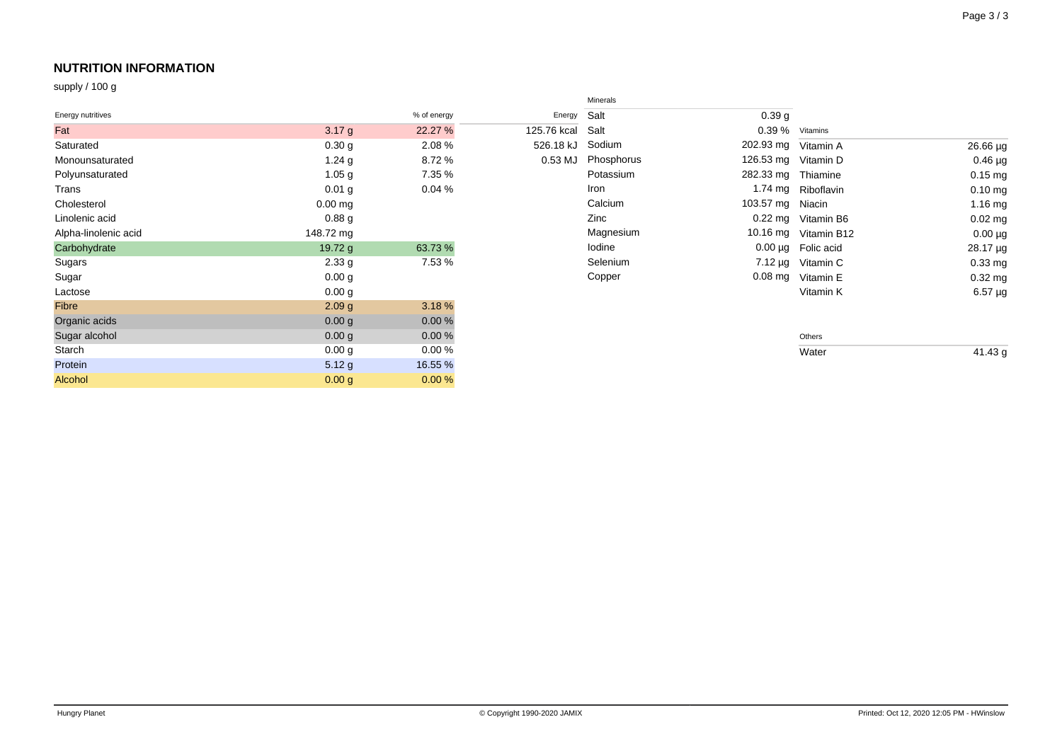## NUTRITION INFORMATION

supply / 100 g

| Energy nutritives | | % of energy |
|---|---|---|
| Fat | 3.17 g | 22.27 % |
| Saturated | 0.30 g | 2.08 % |
| Monounsaturated | 1.24 g | 8.72 % |
| Polyunsaturated | 1.05 g | 7.35 % |
| Trans | 0.01 g | 0.04 % |
| Cholesterol | 0.00 mg | |
| Linolenic acid | 0.88 g | |
| Alpha-linolenic acid | 148.72 mg | |
| Carbohydrate | 19.72 g | 63.73 % |
| Sugars | 2.33 g | 7.53 % |
| Sugar | 0.00 g | |
| Lactose | 0.00 g | |
| Fibre | 2.09 g | 3.18 % |
| Organic acids | 0.00 g | 0.00 % |
| Sugar alcohol | 0.00 g | 0.00 % |
| Starch | 0.00 g | 0.00 % |
| Protein | 5.12 g | 16.55 % |
| Alcohol | 0.00 g | 0.00 % |

| Energy |
|---|
| 125.76 kcal |
| 526.18 kJ |
| 0.53 MJ |

| Minerals | |
|---|---|
| Salt | 0.39 g |
| Salt | 0.39 % |
| Sodium | 202.93 mg |
| Phosphorus | 126.53 mg |
| Potassium | 282.33 mg |
| Iron | 1.74 mg |
| Calcium | 103.57 mg |
| Zinc | 0.22 mg |
| Magnesium | 10.16 mg |
| Iodine | 0.00 µg |
| Selenium | 7.12 µg |
| Copper | 0.08 mg |

| Vitamins | |
|---|---|
| Vitamin A | 26.66 µg |
| Vitamin D | 0.46 µg |
| Thiamine | 0.15 mg |
| Riboflavin | 0.10 mg |
| Niacin | 1.16 mg |
| Vitamin B6 | 0.02 mg |
| Vitamin B12 | 0.00 µg |
| Folic acid | 28.17 µg |
| Vitamin C | 0.33 mg |
| Vitamin E | 0.32 mg |
| Vitamin K | 6.57 µg |

| Others | |
|---|---|
| Water | 41.43 g |

Hungry Planet © Copyright 1990-2020 JAMIX Printed: Oct 12, 2020 12:05 PM - HWinslow